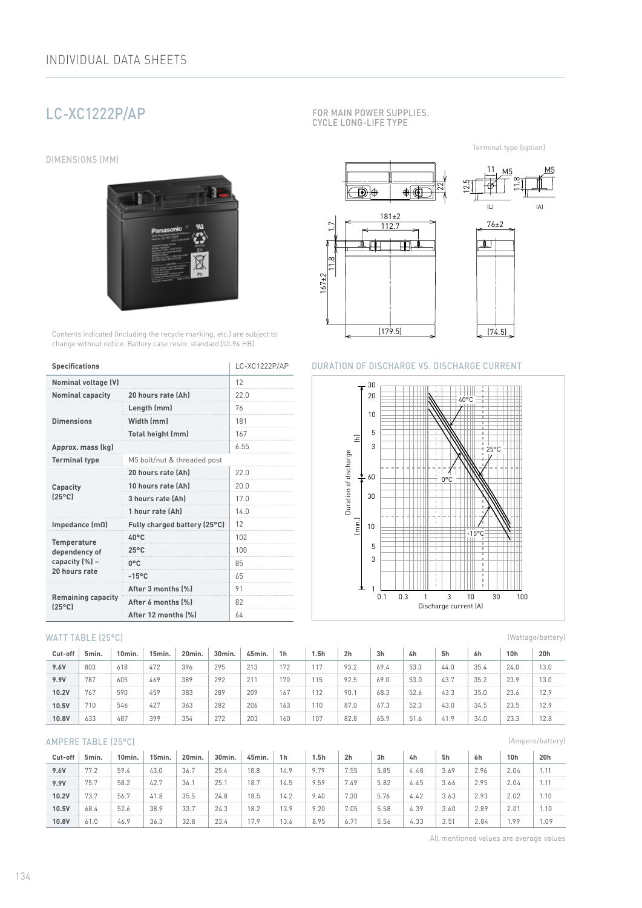## LC-XC1222P/AP

FOR MAIN POWER SUPPLIES.
CYCLE LONG-LIFE TYPE

### DIMENSIONS (MM)

Terminal type (option)

Contents indicated (including the recycle marking, etc.) are subject to change without notice. Battery case resin: standard (UL94 HB)

| Specifications | | LC-XC1222P/AP |
|---|---|---|
| **Nominal voltage (V)** | | 12 |
| **Nominal capacity** | **20 hours rate (Ah)** | 22.0 |
| **Dimensions** | **Length (mm)** | 76 |
| | **Width (mm)** | 181 |
| | **Total height (mm)** | 167 |
| **Approx. mass (kg)** | | 6.55 |
| **Terminal type** | M5 bolt/nut & threaded post | |
| **Capacity (25°C)** | **20 hours rate (Ah)** | 22.0 |
| | **10 hours rate (Ah)** | 20.0 |
| | **3 hours rate (Ah)** | 17.0 |
| | **1 hour rate (Ah)** | 14.0 |
| **Impedance (mΩ)** | **Fully charged battery (25°C)** | 12 |
| **Temperature dependency of capacity (%) – 20 hours rate** | **40°C** | 102 |
| | **25°C** | 100 |
| | **0°C** | 85 |
| | **-15°C** | 65 |
| **Remaining capacity (25°C)** | **After 3 months (%)** | 91 |
| | **After 6 months (%)** | 82 |
| | **After 12 months (%)** | 64 |

### DURATION OF DISCHARGE VS. DISCHARGE CURRENT

### WATT TABLE (25°C)

(Wattage/battery)

| Cut-off | 5min. | 10min. | 15min. | 20min. | 30min. | 45min. | 1h | 1.5h | 2h | 3h | 4h | 5h | 6h | 10h | 20h |
|---|---|---|---|---|---|---|---|---|---|---|---|---|---|---|---|
| **9.6V** | 803 | 618 | 472 | 396 | 295 | 213 | 172 | 117 | 93.2 | 69.4 | 53.3 | 44.0 | 35.4 | 24.0 | 13.0 |
| **9.9V** | 787 | 605 | 469 | 389 | 292 | 211 | 170 | 115 | 92.5 | 69.0 | 53.0 | 43.7 | 35.2 | 23.9 | 13.0 |
| **10.2V** | 767 | 590 | 459 | 383 | 289 | 209 | 167 | 112 | 90.1 | 68.3 | 52.6 | 43.3 | 35.0 | 23.6 | 12.9 |
| **10.5V** | 710 | 546 | 427 | 363 | 282 | 206 | 163 | 110 | 87.0 | 67.3 | 52.3 | 43.0 | 34.5 | 23.5 | 12.9 |
| **10.8V** | 633 | 487 | 399 | 354 | 272 | 203 | 160 | 107 | 82.8 | 65.9 | 51.6 | 41.9 | 34.0 | 23.3 | 12.8 |

### AMPERE TABLE (25°C)

(Ampere/battery)

| Cut-off | 5min. | 10min. | 15min. | 20min. | 30min. | 45min. | 1h | 1.5h | 2h | 3h | 4h | 5h | 6h | 10h | 20h |
|---|---|---|---|---|---|---|---|---|---|---|---|---|---|---|---|
| **9.6V** | 77.2 | 59.4 | 43.0 | 36.7 | 25.4 | 18.8 | 14.9 | 9.79 | 7.55 | 5.85 | 4.48 | 3.69 | 2.96 | 2.04 | 1.11 |
| **9.9V** | 75.7 | 58.2 | 42.7 | 36.1 | 25.1 | 18.7 | 14.5 | 9.59 | 7.49 | 5.82 | 4.45 | 3.66 | 2.95 | 2.04 | 1.11 |
| **10.2V** | 73.7 | 56.7 | 41.8 | 35.5 | 24.8 | 18.5 | 14.2 | 9.40 | 7.30 | 5.76 | 4.42 | 3.63 | 2.93 | 2.02 | 1.10 |
| **10.5V** | 68.4 | 52.6 | 38.9 | 33.7 | 24.3 | 18.2 | 13.9 | 9.20 | 7.05 | 5.58 | 4.39 | 3.60 | 2.89 | 2.01 | 1.10 |
| **10.8V** | 61.0 | 46.9 | 36.3 | 32.8 | 23.4 | 17.9 | 13.6 | 8.95 | 6.71 | 5.56 | 4.33 | 3.51 | 2.84 | 1.99 | 1.09 |

All mentioned values are average values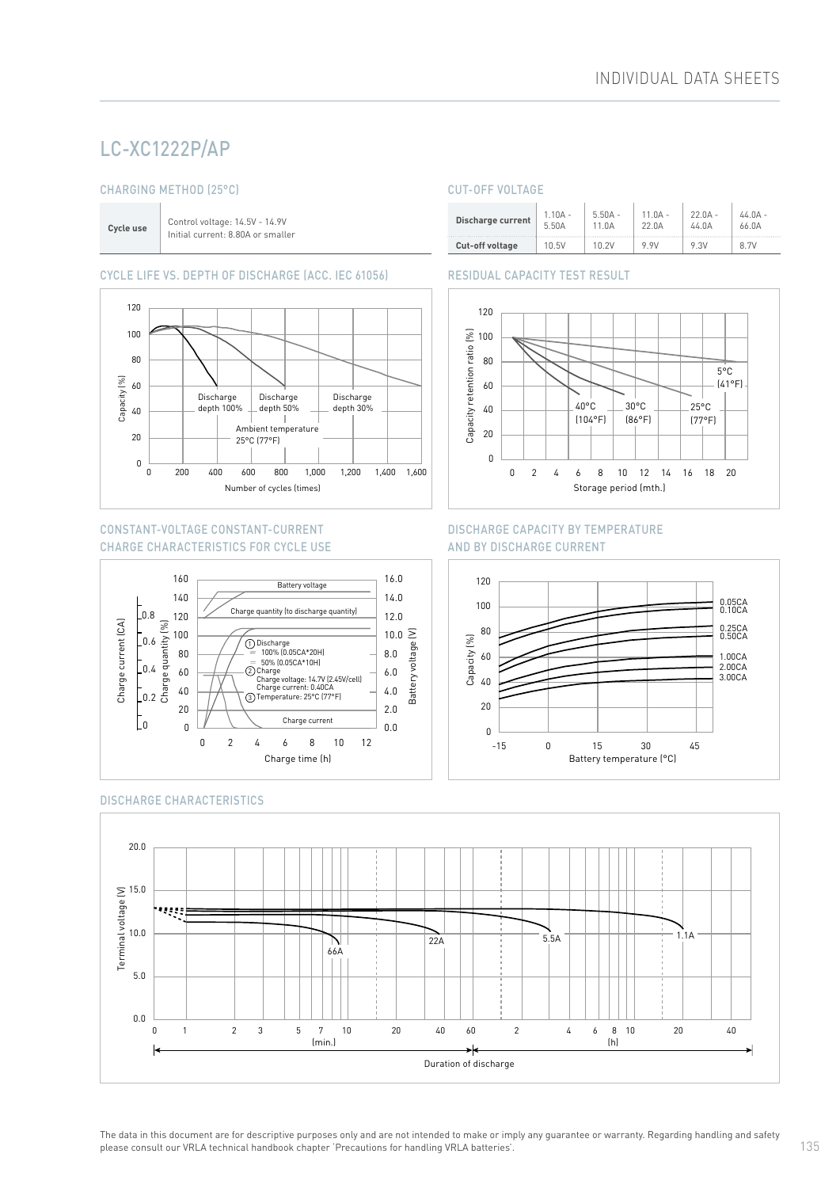# LC-XC1222P/AP

## CHARGING METHOD (25°C)

| | |
|---|---|
| **Cycle use** | Control voltage: 14.5V - 14.9V<br>Initial current: 8.80A or smaller |

## CUT-OFF VOLTAGE

| Discharge current | 1.10A - 5.50A | 5.50A - 11.0A | 11.0A - 22.0A | 22.0A - 44.0A | 44.0A - 66.0A |
|---|---|---|---|---|---|
| **Cut-off voltage** | 10.5V | 10.2V | 9.9V | 9.3V | 8.7V |

## CYCLE LIFE VS. DEPTH OF DISCHARGE (ACC. IEC 61056)

Capacity (%)
120
100
80
60
40
20
0
0 200 400 600 800 1,000 1,200 1,400 1,600
Number of cycles (times)
Discharge depth 100%
Discharge depth 50%
Discharge depth 30%
Ambient temperature 25°C (77°F)

## RESIDUAL CAPACITY TEST RESULT

Capacity retention ratio (%)
120
100
80
60
40
20
0
0 2 4 6 8 10 12 14 16 18 20
Storage period (mth.)
5°C (41°F)
40°C (104°F)
30°C (86°F)
25°C (77°F)

## CONSTANT-VOLTAGE CONSTANT-CURRENT CHARGE CHARACTERISTICS FOR CYCLE USE

Charge current (CA)
0.8
0.6
0.4
0.2
0
Charge quantity (%)
160
140
120
100
80
60
40
20
0
Battery voltage (V)
16.0
14.0
12.0
10.0
8.0
6.0
4.0
2.0
0.0
0 2 4 6 8 10 12
Charge time (h)
Battery voltage
Charge quantity (to discharge quantity)
① Discharge
100% (0.05CA*20H)
50% (0.05CA*10H)
② Charge
Charge voltage: 14.7V (2.45V/cell)
Charge current: 0.40CA
③ Temperature: 25°C (77°F)
Charge current

## DISCHARGE CAPACITY BY TEMPERATURE AND BY DISCHARGE CURRENT

Capacity (%)
120
100
80
60
40
20
0
-15 0 15 30 45
Battery temperature (°C)
0.05CA
0.10CA
0.25CA
0.50CA
1.00CA
2.00CA
3.00CA

## DISCHARGE CHARACTERISTICS

Terminal voltage (V)
20.0
15.0
10.0
5.0
0.0
0 1 2 3 5 7 10 20 40 60 2 4 6 8 10 20 40
(min.) (h)
Duration of discharge
66A
22A
5.5A
1.1A

The data in this document are for descriptive purposes only and are not intended to make or imply any guarantee or warranty. Regarding handling and safety please consult our VRLA technical handbook chapter 'Precautions for handling VRLA batteries'.